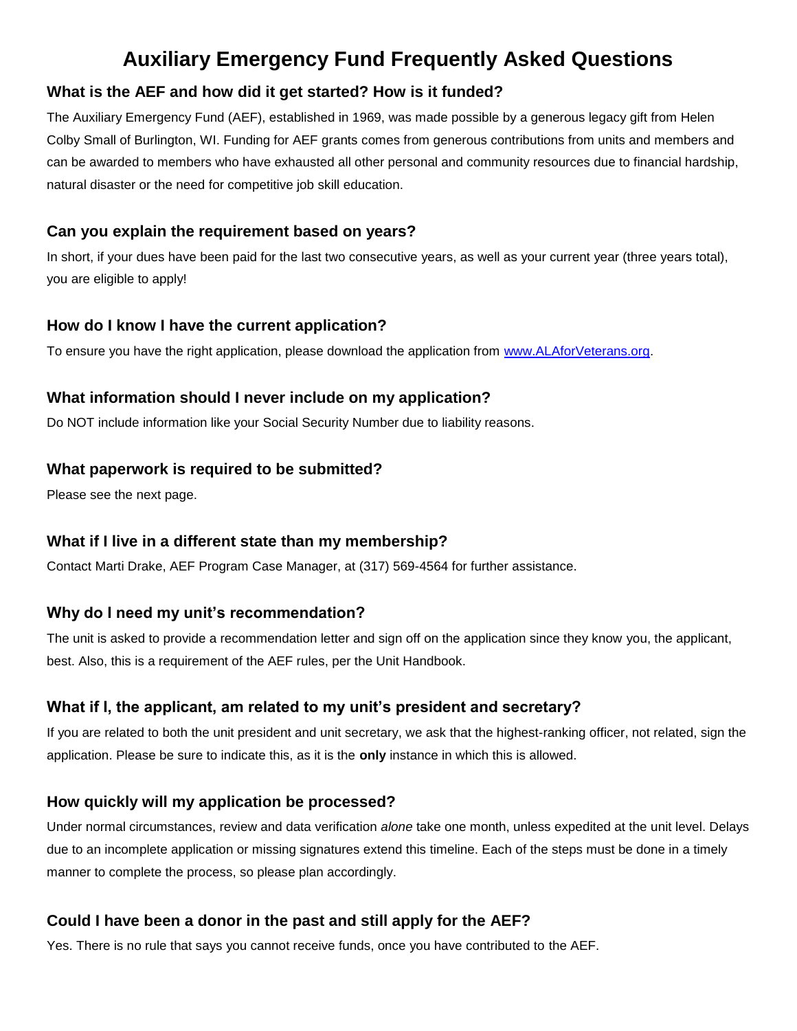# Auxiliary Emergency Fund Frequently Asked Questions

### What is the AEF and how did it get started? How is it funded?

The Auxiliary Emergency Fund (AEF), established in 1969, was made possible by a generous legacy gift from Helen Colby Small of Burlington, WI. Funding for AEF grants comes from generous contributions from units and members and can be awarded to members who have exhausted all other personal and community resources due to financial hardship, natural disaster or the need for competitive job skill education.

### Can you explain the requirement based on years?

In short, if your dues have been paid for the last two consecutive years, as well as your current year (three years total), you are eligible to apply!

### How do I know I have the current application?

To ensure you have the right application, please download the application from [www.ALAforVeterans.org](http://www.ALAforVeterans.org).

### What information should I never include on my application?

Do NOT include information like your Social Security Number due to liability reasons.

### What paperwork is required to be submitted?

Please see the next page.

### What if I live in a different state than my membership?

Contact Marti Drake, AEF Program Case Manager, at (317) 569-4564 for further assistance.

### Why do I need my unit's recommendation?

The unit is asked to provide a recommendation letter and sign off on the application since they know you, the applicant, best. Also, this is a requirement of the AEF rules, per the Unit Handbook.

### What if I, the applicant, am related to my unit's president and secretary?

If you are related to both the unit president and unit secretary, we ask that the highest-ranking officer, not related, sign the application. Please be sure to indicate this, as it is the **only** instance in which this is allowed.

### How quickly will my application be processed?

Under normal circumstances, review and data verification *alone* take one month, unless expedited at the unit level. Delays due to an incomplete application or missing signatures extend this timeline. Each of the steps must be done in a timely manner to complete the process, so please plan accordingly.

### Could I have been a donor in the past and still apply for the AEF?

Yes. There is no rule that says you cannot receive funds, once you have contributed to the AEF.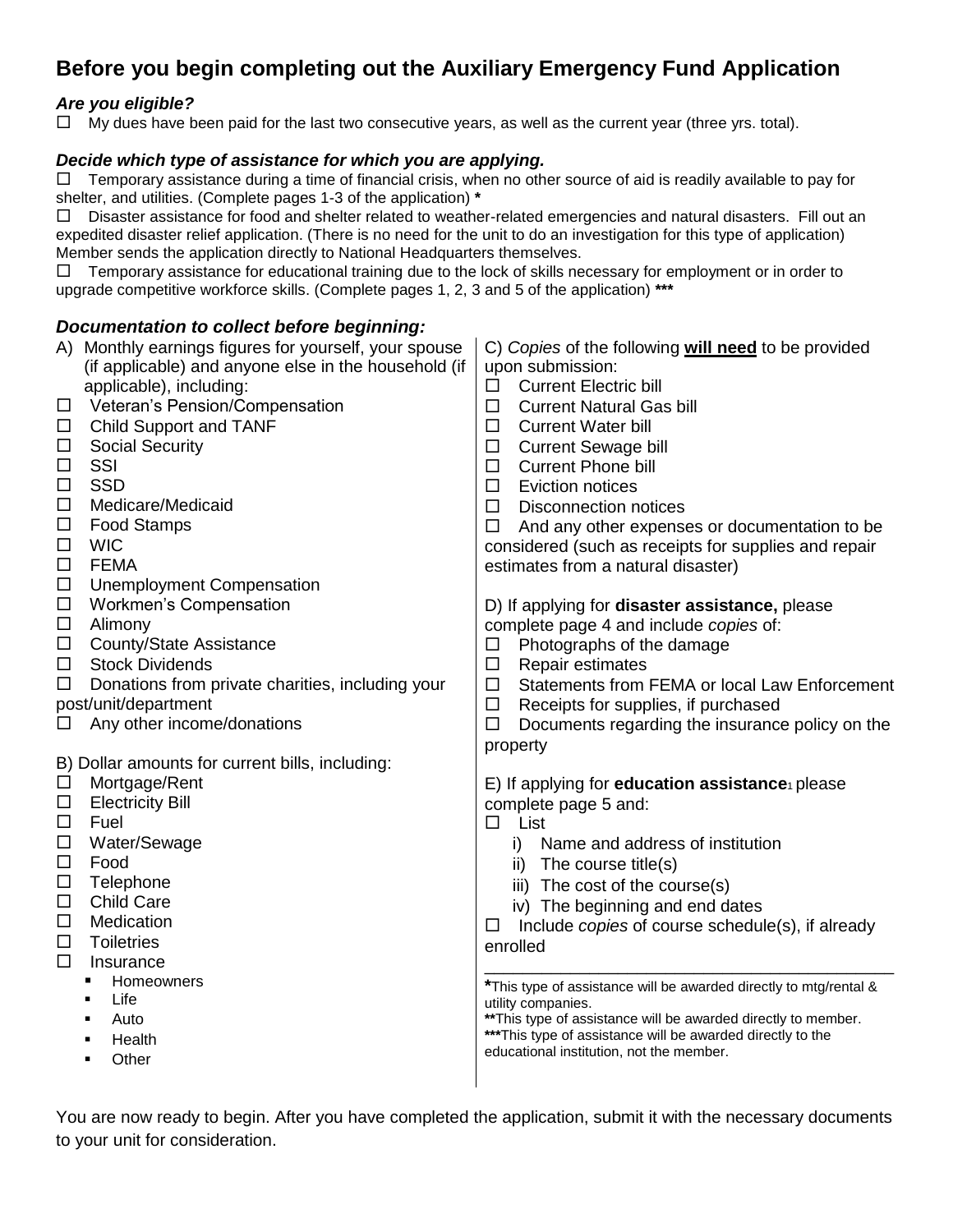# Before you begin completing out the Auxiliary Emergency Fund Application

### *Are you eligible?*

☐ My dues have been paid for the last two consecutive years, as well as the current year (three yrs. total).

### *Decide which type of assistance for which you are applying.*

☐ Temporary assistance during a time of financial crisis, when no other source of aid is readily available to pay for shelter, and utilities. (Complete pages 1-3 of the application) **\***

☐ Disaster assistance for food and shelter related to weather-related emergencies and natural disasters. Fill out an expedited disaster relief application. (There is no need for the unit to do an investigation for this type of application) Member sends the application directly to National Headquarters themselves.

☐ Temporary assistance for educational training due to the lock of skills necessary for employment or in order to upgrade competitive workforce skills. (Complete pages 1, 2, 3 and 5 of the application) **\*\*\***

### *Documentation to collect before beginning:*

A) Monthly earnings figures for yourself, your spouse (if applicable) and anyone else in the household (if applicable), including:

- ☐ Veteran's Pension/Compensation
- ☐ Child Support and TANF
- ☐ Social Security
- ☐ SSI
- ☐ SSD
- ☐ Medicare/Medicaid
- ☐ Food Stamps
- ☐ WIC
- ☐ FEMA
- ☐ Unemployment Compensation
- ☐ Workmen's Compensation
- ☐ Alimony
- ☐ County/State Assistance
- ☐ Stock Dividends
- ☐ Donations from private charities, including your post/unit/department
- ☐ Any other income/donations

B) Dollar amounts for current bills, including:

- ☐ Mortgage/Rent
- ☐ Electricity Bill
- ☐ Fuel
- ☐ Water/Sewage
- ☐ Food
- ☐ Telephone
- ☐ Child Care
- ☐ Medication
- ☐ Toiletries
- ☐ Insurance
  - Homeowners
  - Life
  - Auto
  - Health
  - Other

C) *Copies* of the following **will need** to be provided upon submission:

- ☐ Current Electric bill
- ☐ Current Natural Gas bill
- ☐ Current Water bill
- ☐ Current Sewage bill
- ☐ Current Phone bill
- ☐ Eviction notices
- ☐ Disconnection notices
- ☐ And any other expenses or documentation to be considered (such as receipts for supplies and repair estimates from a natural disaster)

D) If applying for **disaster assistance,** please complete page 4 and include *copies* of:

- ☐ Photographs of the damage
- ☐ Repair estimates
- ☐ Statements from FEMA or local Law Enforcement
- ☐ Receipts for supplies, if purchased
- ☐ Documents regarding the insurance policy on the property

E) If applying for **education assistance**[1] please complete page 5 and:

- ☐ List
  - i) Name and address of institution
  - ii) The course title(s)
  - iii) The cost of the course(s)
  - iv) The beginning and end dates
- ☐ Include *copies* of course schedule(s), if already enrolled

---

**\***This type of assistance will be awarded directly to mtg/rental & utility companies.
**\*\***This type of assistance will be awarded directly to member.
**\*\*\***This type of assistance will be awarded directly to the educational institution, not the member.

You are now ready to begin. After you have completed the application, submit it with the necessary documents to your unit for consideration.